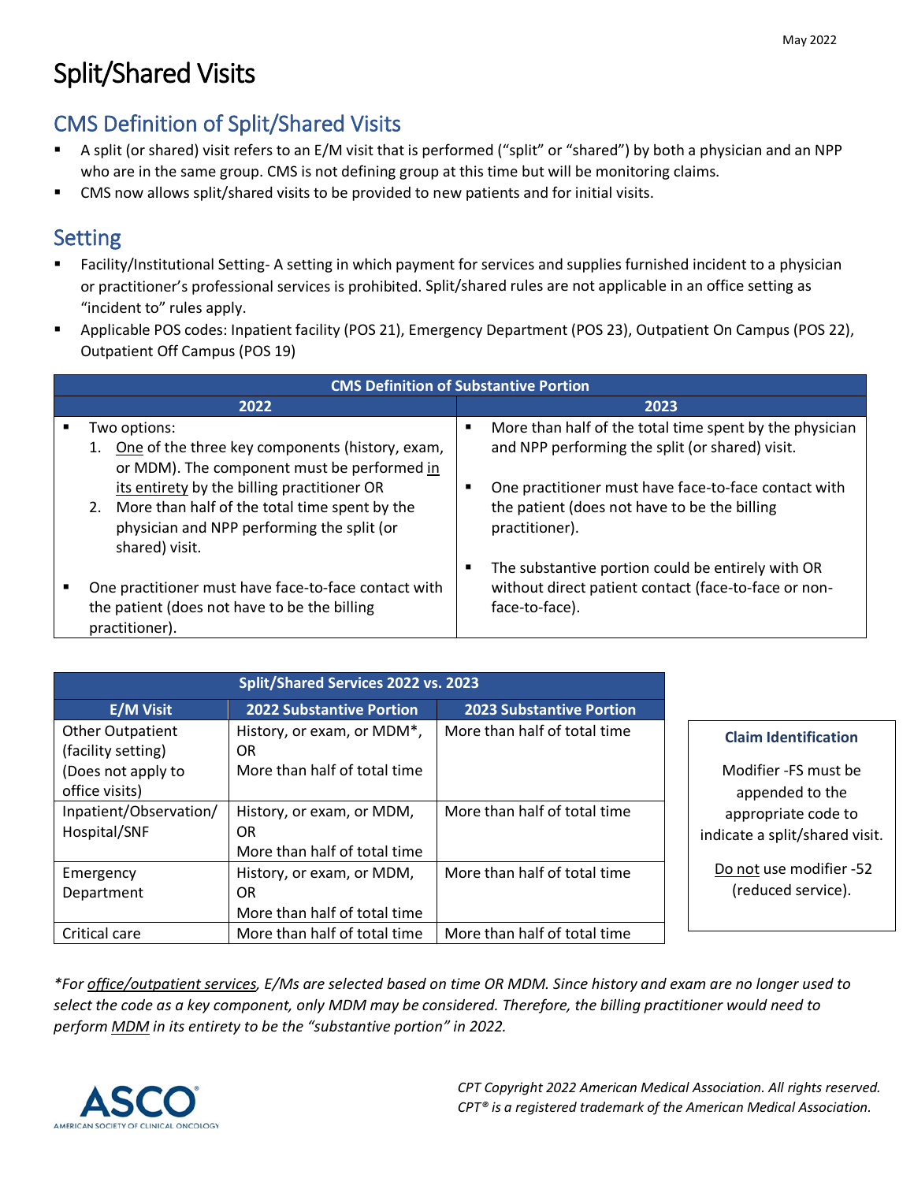May 2022

# Split/Shared Visits

## CMS Definition of Split/Shared Visits

- A split (or shared) visit refers to an E/M visit that is performed ("split" or "shared") by both a physician and an NPP who are in the same group. CMS is not defining group at this time but will be monitoring claims.
- CMS now allows split/shared visits to be provided to new patients and for initial visits.

## Setting

- Facility/Institutional Setting- A setting in which payment for services and supplies furnished incident to a physician or practitioner's professional services is prohibited. Split/shared rules are not applicable in an office setting as "incident to" rules apply.
- Applicable POS codes: Inpatient facility (POS 21), Emergency Department (POS 23), Outpatient On Campus (POS 22), Outpatient Off Campus (POS 19)

| CMS Definition of Substantive Portion | |
|---|---|
| **2022** | **2023** |
| ▪ Two options:<br>1. One of the three key components (history, exam, or MDM). The component must be performed in its entirety by the billing practitioner OR<br>2. More than half of the total time spent by the physician and NPP performing the split (or shared) visit.<br>▪ One practitioner must have face-to-face contact with the patient (does not have to be the billing practitioner). | ▪ More than half of the total time spent by the physician and NPP performing the split (or shared) visit.<br>▪ One practitioner must have face-to-face contact with the patient (does not have to be the billing practitioner).<br>▪ The substantive portion could be entirely with OR without direct patient contact (face-to-face or non-face-to-face). |

| Split/Shared Services 2022 vs. 2023 | | |
|---|---|---|
| **E/M Visit** | **2022 Substantive Portion** | **2023 Substantive Portion** |
| Other Outpatient (facility setting) (Does not apply to office visits) | History, or exam, or MDM*, OR More than half of total time | More than half of total time |
| Inpatient/Observation/ Hospital/SNF | History, or exam, or MDM, OR More than half of total time | More than half of total time |
| Emergency Department | History, or exam, or MDM, OR More than half of total time | More than half of total time |
| Critical care | More than half of total time | More than half of total time |

**Claim Identification**

Modifier -FS must be appended to the appropriate code to indicate a split/shared visit.

Do not use modifier -52 (reduced service).

*\*For office/outpatient services, E/Ms are selected based on time OR MDM. Since history and exam are no longer used to select the code as a key component, only MDM may be considered. Therefore, the billing practitioner would need to perform MDM in its entirety to be the "substantive portion" in 2022.*

*CPT Copyright 2022 American Medical Association. All rights reserved. CPT® is a registered trademark of the American Medical Association.*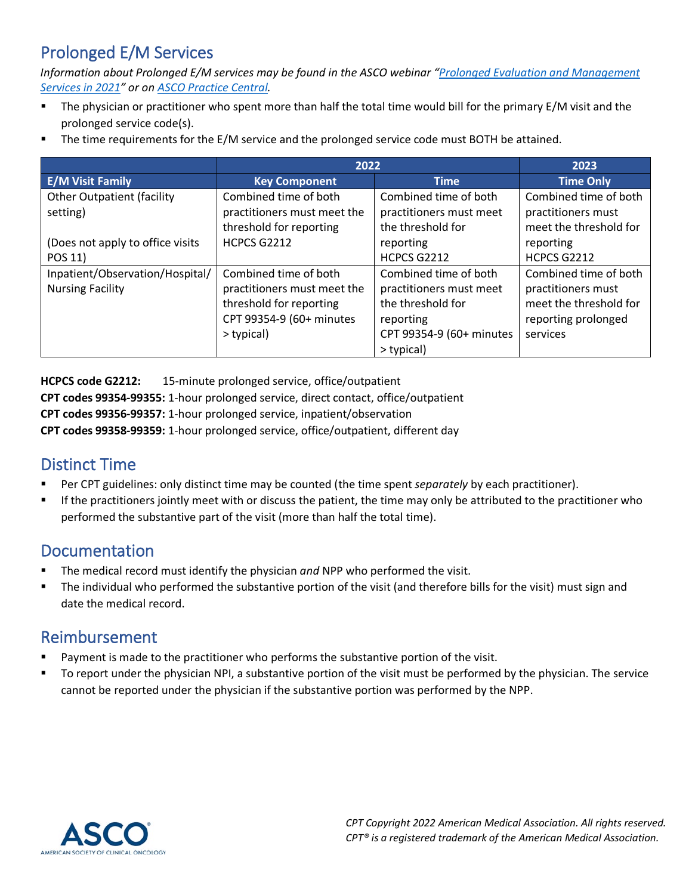## Prolonged E/M Services

*Information about Prolonged E/M services may be found in the ASCO webinar "[Prolonged Evaluation and Management Services in 2021](#)" or on [ASCO Practice Central](#).*

- The physician or practitioner who spent more than half the total time would bill for the primary E/M visit and the prolonged service code(s).
- The time requirements for the E/M service and the prolonged service code must BOTH be attained.

| | 2022 | | 2023 |
|---|---|---|---|
| **E/M Visit Family** | **Key Component** | **Time** | **Time Only** |
| Other Outpatient (facility setting)<br><br>(Does not apply to office visits POS 11) | Combined time of both practitioners must meet the threshold for reporting HCPCS G2212 | Combined time of both practitioners must meet the threshold for reporting HCPCS G2212 | Combined time of both practitioners must meet the threshold for reporting HCPCS G2212 |
| Inpatient/Observation/Hospital/ Nursing Facility | Combined time of both practitioners must meet the threshold for reporting CPT 99354-9 (60+ minutes > typical) | Combined time of both practitioners must meet the threshold for reporting CPT 99354-9 (60+ minutes > typical) | Combined time of both practitioners must meet the threshold for reporting prolonged services |

**HCPCS code G2212:** 15-minute prolonged service, office/outpatient
**CPT codes 99354-99355:** 1-hour prolonged service, direct contact, office/outpatient
**CPT codes 99356-99357:** 1-hour prolonged service, inpatient/observation
**CPT codes 99358-99359:** 1-hour prolonged service, office/outpatient, different day

## Distinct Time

- Per CPT guidelines: only distinct time may be counted (the time spent *separately* by each practitioner).
- If the practitioners jointly meet with or discuss the patient, the time may only be attributed to the practitioner who performed the substantive part of the visit (more than half the total time).

## Documentation

- The medical record must identify the physician *and* NPP who performed the visit.
- The individual who performed the substantive portion of the visit (and therefore bills for the visit) must sign and date the medical record.

## Reimbursement

- Payment is made to the practitioner who performs the substantive portion of the visit.
- To report under the physician NPI, a substantive portion of the visit must be performed by the physician. The service cannot be reported under the physician if the substantive portion was performed by the NPP.

*CPT Copyright 2022 American Medical Association. All rights reserved.*
*CPT® is a registered trademark of the American Medical Association.*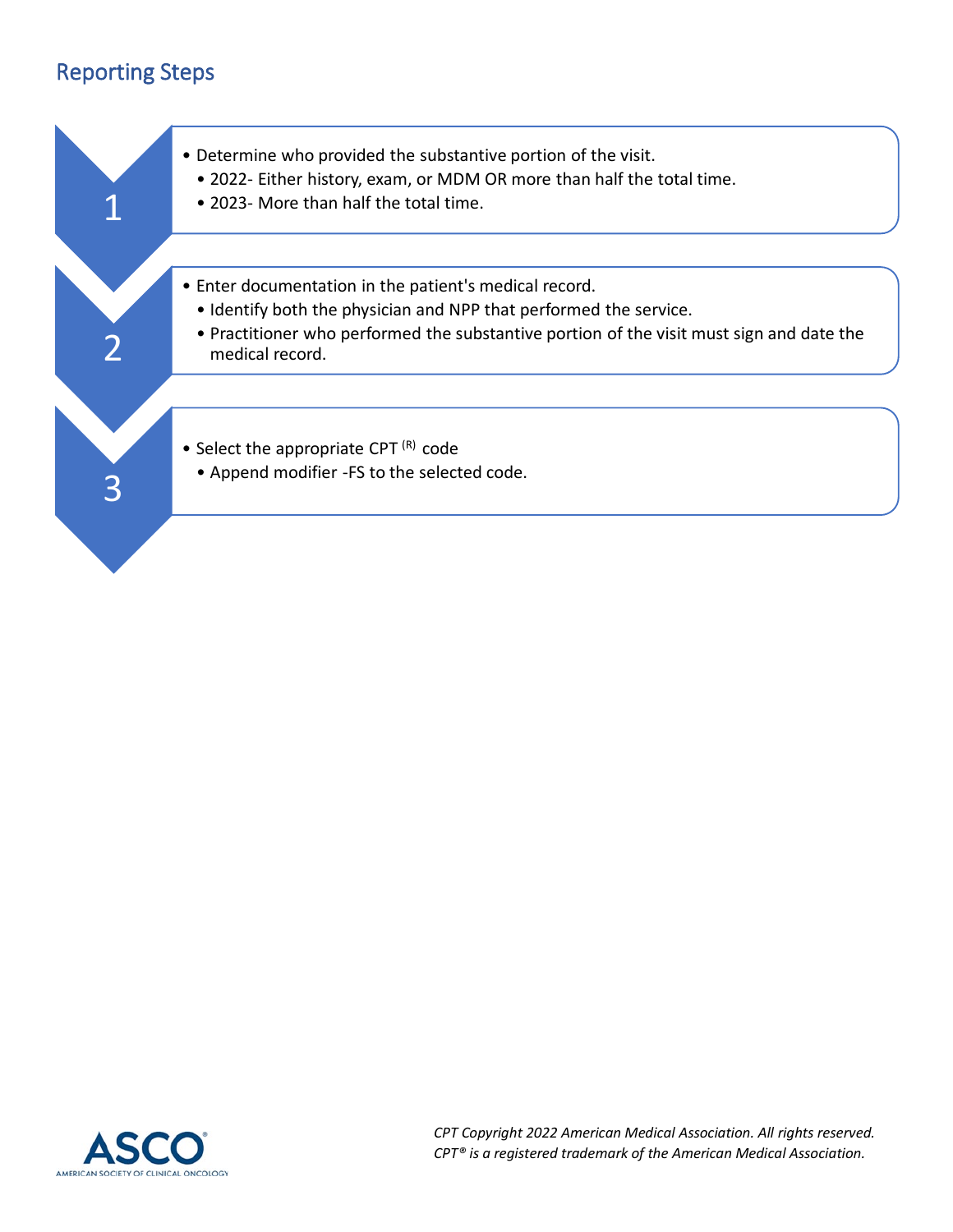## Reporting Steps

**1**

- Determine who provided the substantive portion of the visit.
  - 2022- Either history, exam, or MDM OR more than half the total time.
  - 2023- More than half the total time.

**2**

- Enter documentation in the patient's medical record.
  - Identify both the physician and NPP that performed the service.
  - Practitioner who performed the substantive portion of the visit must sign and date the medical record.

**3**

- Select the appropriate CPT (R) code
  - Append modifier -FS to the selected code.

*CPT Copyright 2022 American Medical Association. All rights reserved.*
*CPT® is a registered trademark of the American Medical Association.*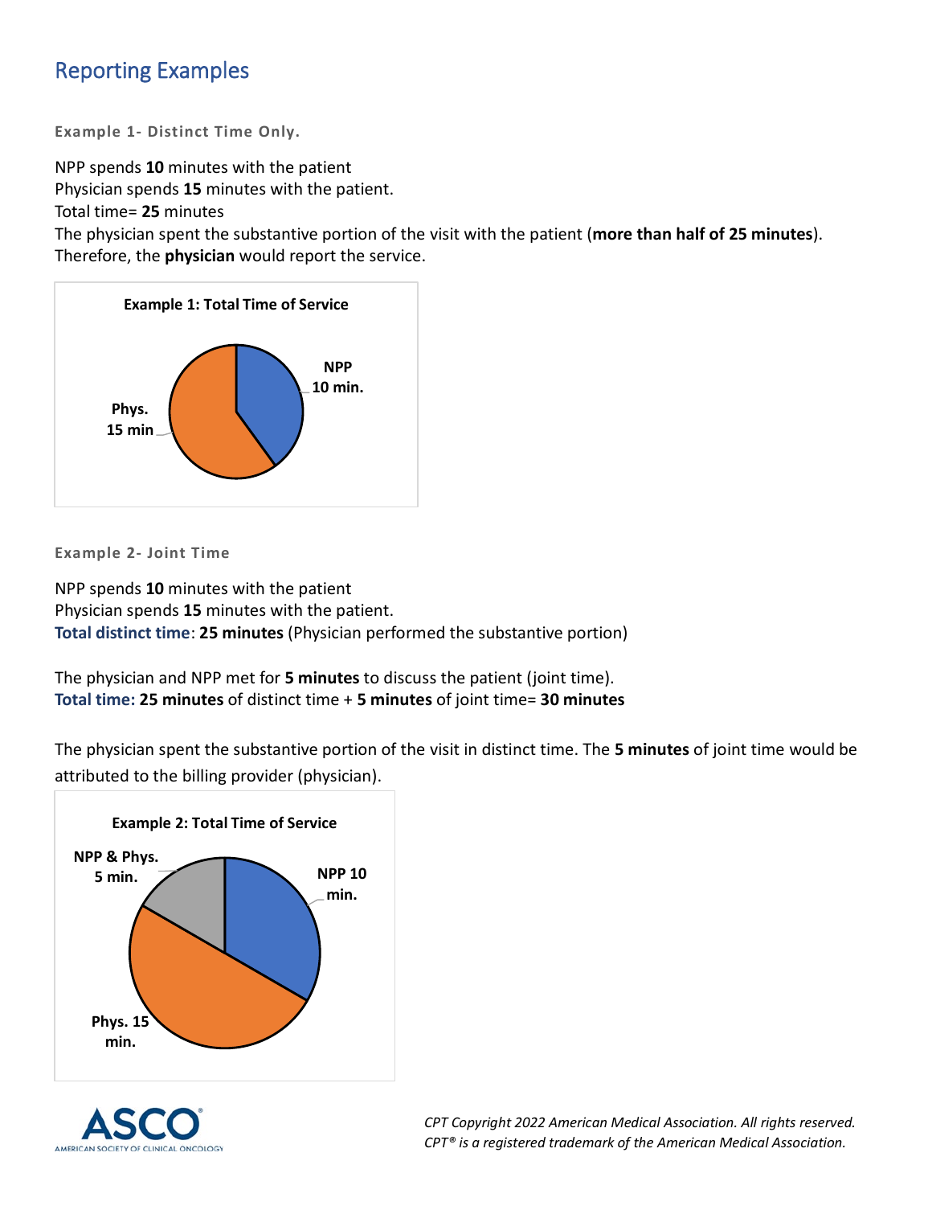## Reporting Examples

**Example 1- Distinct Time Only.**

NPP spends **10** minutes with the patient
Physician spends **15** minutes with the patient.
Total time= **25** minutes
The physician spent the substantive portion of the visit with the patient (**more than half of 25 minutes**). Therefore, the **physician** would report the service.

**Example 1: Total Time of Service**

NPP 10 min.
Phys. 15 min

**Example 2- Joint Time**

NPP spends **10** minutes with the patient
Physician spends **15** minutes with the patient.
**Total distinct time**: **25 minutes** (Physician performed the substantive portion)

The physician and NPP met for **5 minutes** to discuss the patient (joint time).
**Total time:** **25 minutes** of distinct time + **5 minutes** of joint time= **30 minutes**

The physician spent the substantive portion of the visit in distinct time. The **5 minutes** of joint time would be attributed to the billing provider (physician).

**Example 2: Total Time of Service**

NPP & Phys. 5 min.
NPP 10 min.
Phys. 15 min.

*CPT Copyright 2022 American Medical Association. All rights reserved.*
*CPT® is a registered trademark of the American Medical Association.*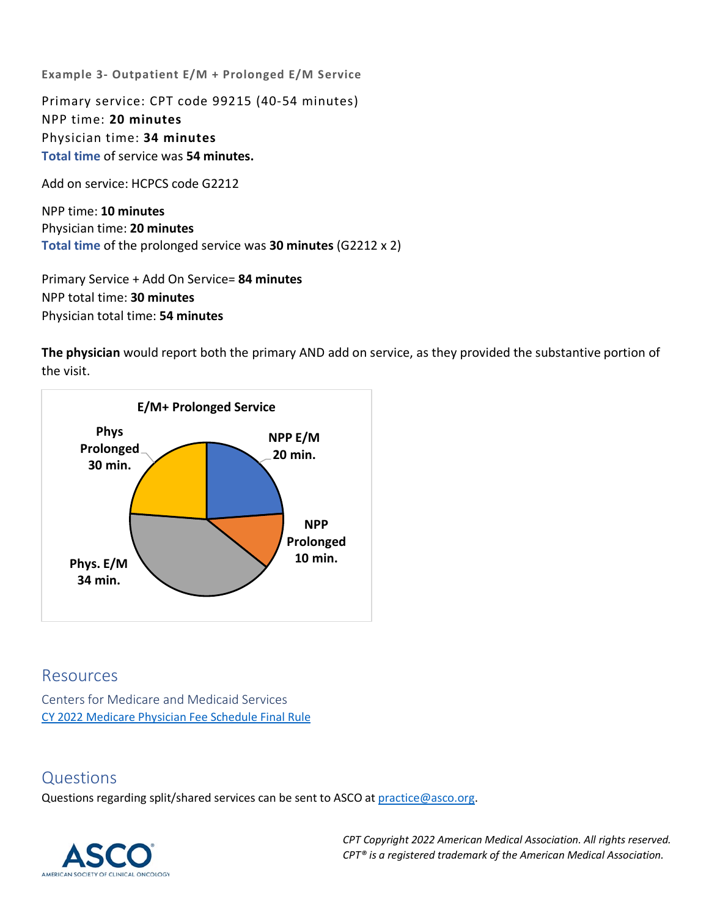### Example 3- Outpatient E/M + Prolonged E/M Service

Primary service: CPT code 99215 (40-54 minutes)
NPP time: **20 minutes**
Physician time: **34 minutes**
Total time of service was **54 minutes.**

Add on service: HCPCS code G2212

NPP time: **10 minutes**
Physician time: **20 minutes**
Total time of the prolonged service was **30 minutes** (G2212 x 2)

Primary Service + Add On Service= **84 minutes**
NPP total time: **30 minutes**
Physician total time: **54 minutes**

**The physician** would report both the primary AND add on service, as they provided the substantive portion of the visit.

**E/M+ Prolonged Service**

**NPP E/M 20 min.**

**NPP Prolonged 10 min.**

**Phys. E/M 34 min.**

**Phys Prolonged 30 min.**

## Resources

Centers for Medicare and Medicaid Services
[CY 2022 Medicare Physician Fee Schedule Final Rule]()

## Questions

Questions regarding split/shared services can be sent to ASCO at [practice@asco.org](mailto:practice@asco.org).

ASCO
AMERICAN SOCIETY OF CLINICAL ONCOLOGY

*CPT Copyright 2022 American Medical Association. All rights reserved.*
*CPT® is a registered trademark of the American Medical Association.*